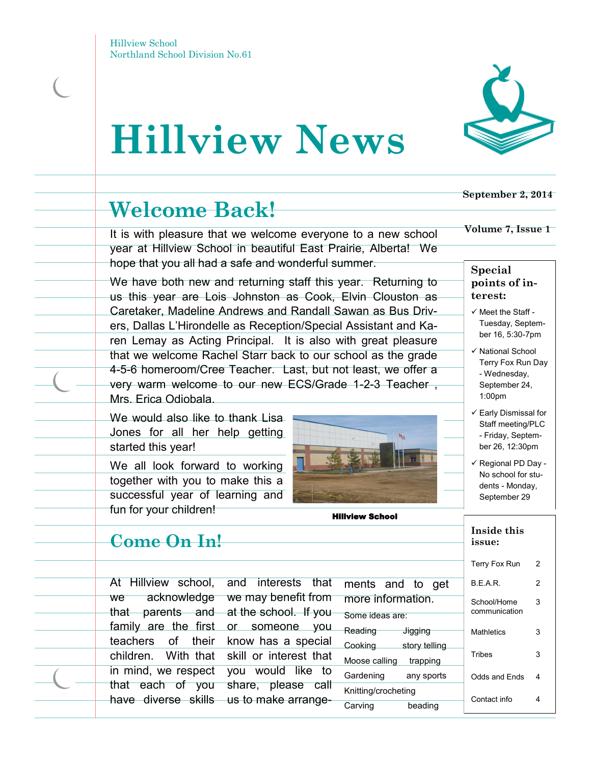Hillview School
Northland School Division No.61

# Hillview News

September 2, 2014

Volume 7, Issue 1

## Welcome Back!

It is with pleasure that we welcome everyone to a new school year at Hillview School in beautiful East Prairie, Alberta! We hope that you all had a safe and wonderful summer.

We have both new and returning staff this year. Returning to us this year are Lois Johnston as Cook, Elvin Clouston as Caretaker, Madeline Andrews and Randall Sawan as Bus Drivers, Dallas L'Hirondelle as Reception/Special Assistant and Karen Lemay as Acting Principal. It is also with great pleasure that we welcome Rachel Starr back to our school as the grade 4-5-6 homeroom/Cree Teacher. Last, but not least, we offer a very warm welcome to our new ECS/Grade 1-2-3 Teacher , Mrs. Erica Odiobala.

We would also like to thank Lisa Jones for all her help getting started this year!

We all look forward to working together with you to make this a successful year of learning and fun for your children!

**Hillview School**

### Special points of interest:

- ✓ Meet the Staff - Tuesday, September 16, 5:30-7pm
- ✓ National School Terry Fox Run Day - Wednesday, September 24, 1:00pm
- ✓ Early Dismissal for Staff meeting/PLC - Friday, September 26, 12:30pm
- ✓ Regional PD Day - No school for students - Monday, September 29

### Inside this issue:

| | |
|---|---|
| Terry Fox Run | 2 |
| B.E.A.R. | 2 |
| School/Home communication | 3 |
| Mathletics | 3 |
| Tribes | 3 |
| Odds and Ends | 4 |
| Contact info | 4 |

## Come On In!

At Hillview school, we acknowledge that parents and family are the first teachers of their children. With that in mind, we respect that each of you have diverse skills and interests that we may benefit from at the school. If you or someone you know has a special skill or interest that you would like to share, please call us to make arrangements and to get more information.

Some ideas are:

| | |
|---|---|
| Reading | Jigging |
| Cooking | story telling |
| Moose calling | trapping |
| Gardening | any sports |
| Knitting/crocheting | |
| Carving | beading |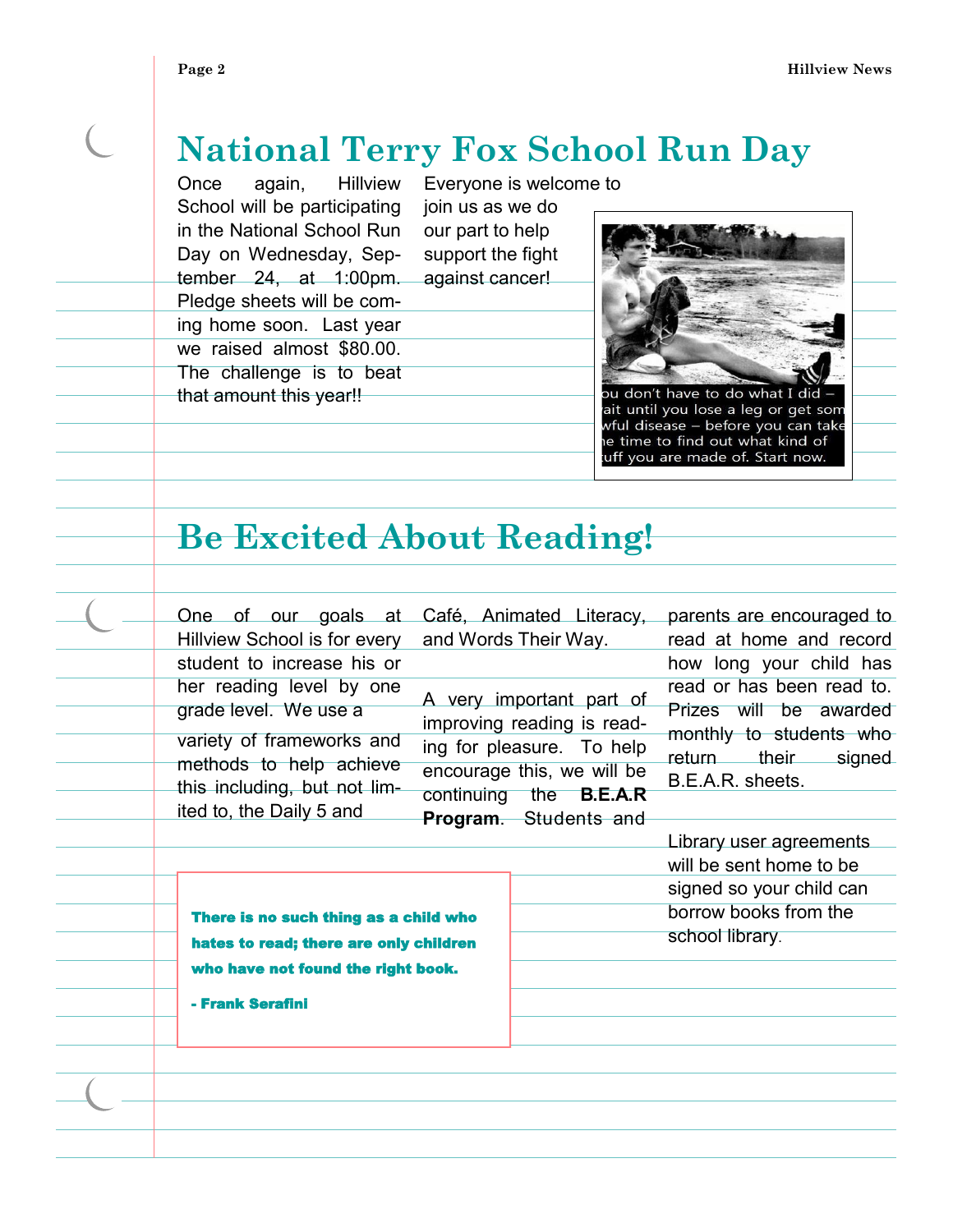# National Terry Fox School Run Day

Once again, Hillview School will be participating in the National School Run Day on Wednesday, September 24, at 1:00pm. Pledge sheets will be coming home soon. Last year we raised almost $80.00. The challenge is to beat that amount this year!!

Everyone is welcome to join us as we do our part to help support the fight against cancer!

ou don't have to do what I did – ait until you lose a leg or get som wful disease – before you can take he time to find out what kind of uff you are made of. Start now.

# Be Excited About Reading!

One of our goals at Hillview School is for every student to increase his or her reading level by one grade level. We use a variety of frameworks and methods to help achieve this including, but not limited to, the Daily 5 and Café, Animated Literacy, and Words Their Way.

A very important part of improving reading is reading for pleasure. To help encourage this, we will be continuing the **B.E.A.R Program**. Students and parents are encouraged to read at home and record how long your child has read or has been read to. Prizes will be awarded monthly to students who return their signed B.E.A.R. sheets.

Library user agreements will be sent home to be signed so your child can borrow books from the school library.

> **There is no such thing as a child who hates to read; there are only children who have not found the right book.**
>
> **- Frank Serafini**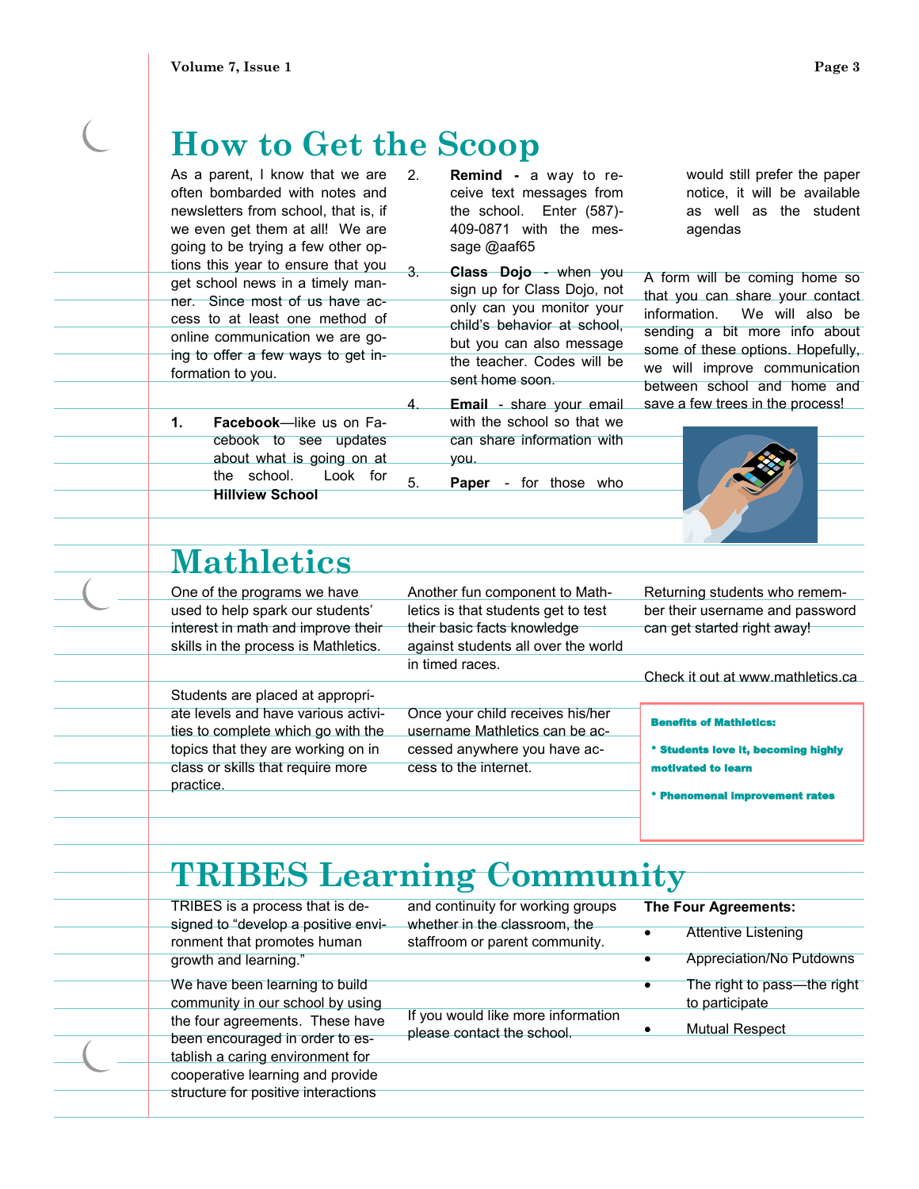# How to Get the Scoop

As a parent, I know that we are often bombarded with notes and newsletters from school, that is, if we even get them at all! We are going to be trying a few other options this year to ensure that you get school news in a timely manner. Since most of us have access to at least one method of online communication we are going to offer a few ways to get information to you.

1. **Facebook**—like us on Facebook to see updates about what is going on at the school. Look for **Hillview School**
2. **Remind** - a way to receive text messages from the school. Enter (587)-409-0871 with the message @aaf65
3. **Class Dojo** - when you sign up for Class Dojo, not only can you monitor your child's behavior at school, but you can also message the teacher. Codes will be sent home soon.
4. **Email** - share your email with the school so that we can share information with you.
5. **Paper** - for those who would still prefer the paper notice, it will be available as well as the student agendas

A form will be coming home so that you can share your contact information. We will also be sending a bit more info about some of these options. Hopefully, we will improve communication between school and home and save a few trees in the process!

# Mathletics

One of the programs we have used to help spark our students' interest in math and improve their skills in the process is Mathletics.

Students are placed at appropriate levels and have various activities to complete which go with the topics that they are working on in class or skills that require more practice.

Another fun component to Mathletics is that students get to test their basic facts knowledge against students all over the world in timed races.

Once your child receives his/her username Mathletics can be accessed anywhere you have access to the internet.

Returning students who remember their username and password can get started right away!

Check it out at www.mathletics.ca

**Benefits of Mathletics:**

**\* Students love it, becoming highly motivated to learn**

**\* Phenomenal improvement rates**

# TRIBES Learning Community

TRIBES is a process that is designed to "develop a positive environment that promotes human growth and learning."

We have been learning to build community in our school by using the four agreements. These have been encouraged in order to establish a caring environment for cooperative learning and provide structure for positive interactions and continuity for working groups whether in the classroom, the staffroom or parent community.

If you would like more information please contact the school.

**The Four Agreements:**

- Attentive Listening
- Appreciation/No Putdowns
- The right to pass—the right to participate
- Mutual Respect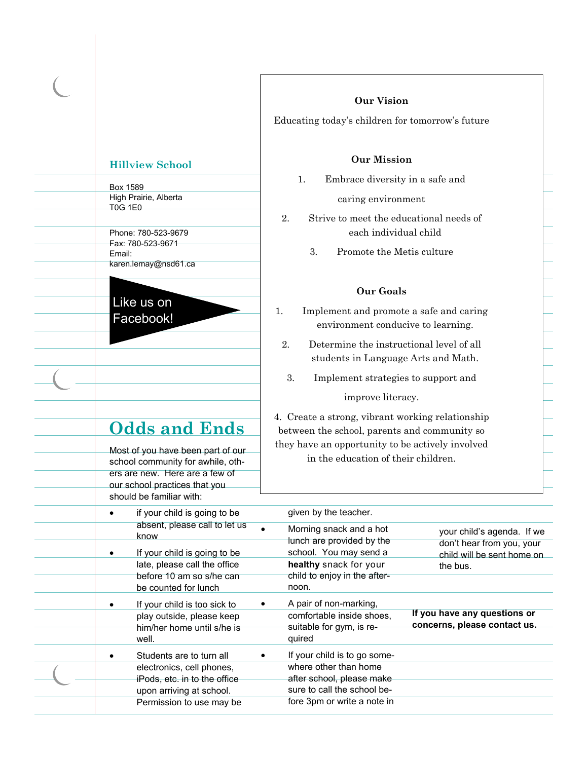## Hillview School

Box 1589
High Prairie, Alberta
T0G 1E0

Phone: 780-523-9679
Fax: 780-523-9671
Email:
karen.lemay@nsd61.ca

Like us on Facebook!

**Our Vision**

Educating today's children for tomorrow's future

**Our Mission**

1. Embrace diversity in a safe and caring environment
2. Strive to meet the educational needs of each individual child
3. Promote the Metis culture

**Our Goals**

1. Implement and promote a safe and caring environment conducive to learning.
2. Determine the instructional level of all students in Language Arts and Math.
3. Implement strategies to support and improve literacy.
4. Create a strong, vibrant working relationship between the school, parents and community so they have an opportunity to be actively involved in the education of their children.

# Odds and Ends

Most of you have been part of our school community for awhile, others are new. Here are a few of our school practices that you should be familiar with:

- if your child is going to be absent, please call to let us know
- If your child is going to be late, please call the office before 10 am so s/he can be counted for lunch
- If your child is too sick to play outside, please keep him/her home until s/he is well.
- Students are to turn all electronics, cell phones, iPods, etc. in to the office upon arriving at school. Permission to use may be given by the teacher.
- Morning snack and a hot lunch are provided by the school. You may send a **healthy** snack for your child to enjoy in the afternoon.
- A pair of non-marking, comfortable inside shoes, suitable for gym, is required
- If your child is to go somewhere other than home after school, please make sure to call the school before 3pm or write a note in your child's agenda. If we don't hear from you, your child will be sent home on the bus.

**If you have any questions or concerns, please contact us.**